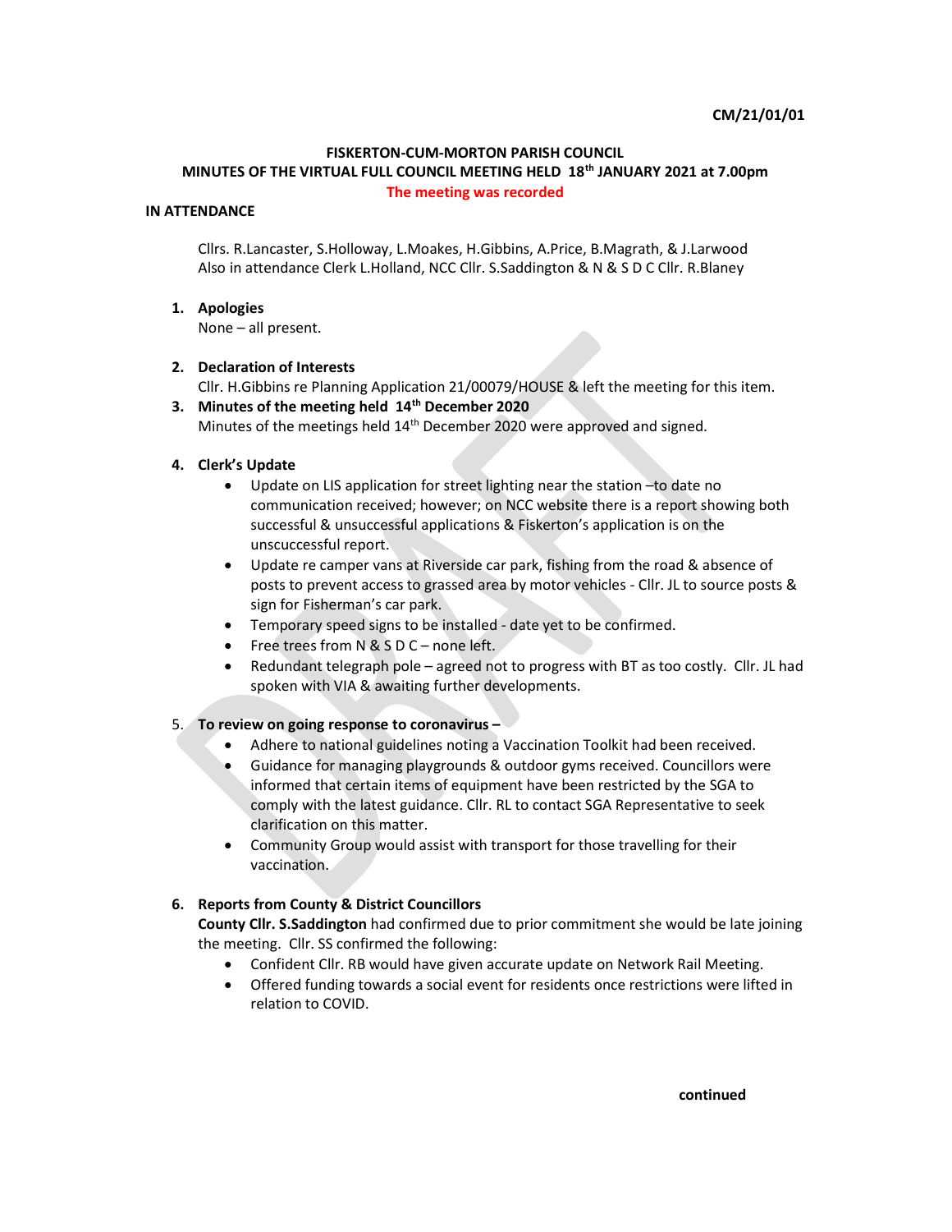CM/21/01/01

**FISKERTON-CUM-MORTON PARISH COUNCIL**
**MINUTES OF THE VIRTUAL FULL COUNCIL MEETING HELD 18th JANUARY 2021 at 7.00pm**
**The meeting was recorded**

**IN ATTENDANCE**

Cllrs. R.Lancaster, S.Holloway, L.Moakes, H.Gibbins, A.Price, B.Magrath, & J.Larwood
Also in attendance Clerk L.Holland, NCC Cllr. S.Saddington & N & S D C Cllr. R.Blaney

1. **Apologies**
   None – all present.

2. **Declaration of Interests**
   Cllr. H.Gibbins re Planning Application 21/00079/HOUSE & left the meeting for this item.

3. **Minutes of the meeting held 14th December 2020**
   Minutes of the meetings held 14th December 2020 were approved and signed.

4. **Clerk's Update**
   - Update on LIS application for street lighting near the station –to date no communication received; however; on NCC website there is a report showing both successful & unsuccessful applications & Fiskerton's application is on the unscuccessful report.
   - Update re camper vans at Riverside car park, fishing from the road & absence of posts to prevent access to grassed area by motor vehicles - Cllr. JL to source posts & sign for Fisherman's car park.
   - Temporary speed signs to be installed - date yet to be confirmed.
   - Free trees from N & S D C – none left.
   - Redundant telegraph pole – agreed not to progress with BT as too costly. Cllr. JL had spoken with VIA & awaiting further developments.

5. **To review on going response to coronavirus –**
   - Adhere to national guidelines noting a Vaccination Toolkit had been received.
   - Guidance for managing playgrounds & outdoor gyms received. Councillors were informed that certain items of equipment have been restricted by the SGA to comply with the latest guidance. Cllr. RL to contact SGA Representative to seek clarification on this matter.
   - Community Group would assist with transport for those travelling for their vaccination.

6. **Reports from County & District Councillors**
   **County Cllr. S.Saddington** had confirmed due to prior commitment she would be late joining the meeting. Cllr. SS confirmed the following:
   - Confident Cllr. RB would have given accurate update on Network Rail Meeting.
   - Offered funding towards a social event for residents once restrictions were lifted in relation to COVID.

**continued**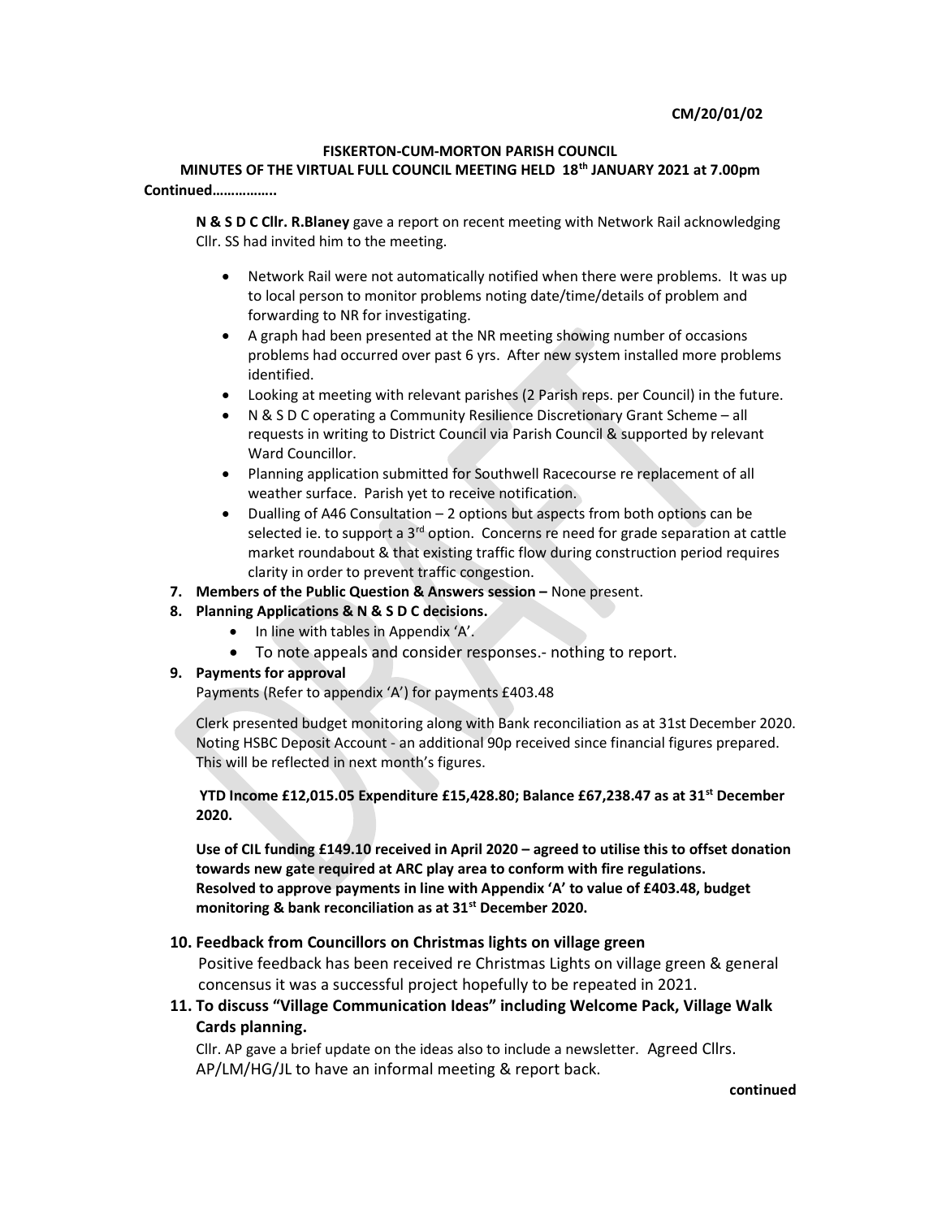**CM/20/01/02**

**FISKERTON-CUM-MORTON PARISH COUNCIL**

**MINUTES OF THE VIRTUAL FULL COUNCIL MEETING HELD 18th JANUARY 2021 at 7.00pm**

**Continued……………..**

**N & S D C Cllr. R.Blaney** gave a report on recent meeting with Network Rail acknowledging Cllr. SS had invited him to the meeting.

- Network Rail were not automatically notified when there were problems. It was up to local person to monitor problems noting date/time/details of problem and forwarding to NR for investigating.
- A graph had been presented at the NR meeting showing number of occasions problems had occurred over past 6 yrs. After new system installed more problems identified.
- Looking at meeting with relevant parishes (2 Parish reps. per Council) in the future.
- N & S D C operating a Community Resilience Discretionary Grant Scheme – all requests in writing to District Council via Parish Council & supported by relevant Ward Councillor.
- Planning application submitted for Southwell Racecourse re replacement of all weather surface. Parish yet to receive notification.
- Dualling of A46 Consultation – 2 options but aspects from both options can be selected ie. to support a 3rd option. Concerns re need for grade separation at cattle market roundabout & that existing traffic flow during construction period requires clarity in order to prevent traffic congestion.

7. **Members of the Public Question & Answers session –** None present.
8. **Planning Applications & N & S D C decisions.**
   - In line with tables in Appendix 'A'.
   - To note appeals and consider responses.- nothing to report.
9. **Payments for approval**

   Payments (Refer to appendix 'A') for payments £403.48

   Clerk presented budget monitoring along with Bank reconciliation as at 31st December 2020. Noting HSBC Deposit Account - an additional 90p received since financial figures prepared. This will be reflected in next month's figures.

   **YTD Income £12,015.05 Expenditure £15,428.80; Balance £67,238.47 as at 31st December 2020.**

   **Use of CIL funding £149.10 received in April 2020 – agreed to utilise this to offset donation towards new gate required at ARC play area to conform with fire regulations. Resolved to approve payments in line with Appendix 'A' to value of £403.48, budget monitoring & bank reconciliation as at 31st December 2020.**

10. **Feedback from Councillors on Christmas lights on village green**

    Positive feedback has been received re Christmas Lights on village green & general concensus it was a successful project hopefully to be repeated in 2021.

11. **To discuss "Village Communication Ideas" including Welcome Pack, Village Walk Cards planning.**

    Cllr. AP gave a brief update on the ideas also to include a newsletter. Agreed Cllrs. AP/LM/HG/JL to have an informal meeting & report back.

**continued**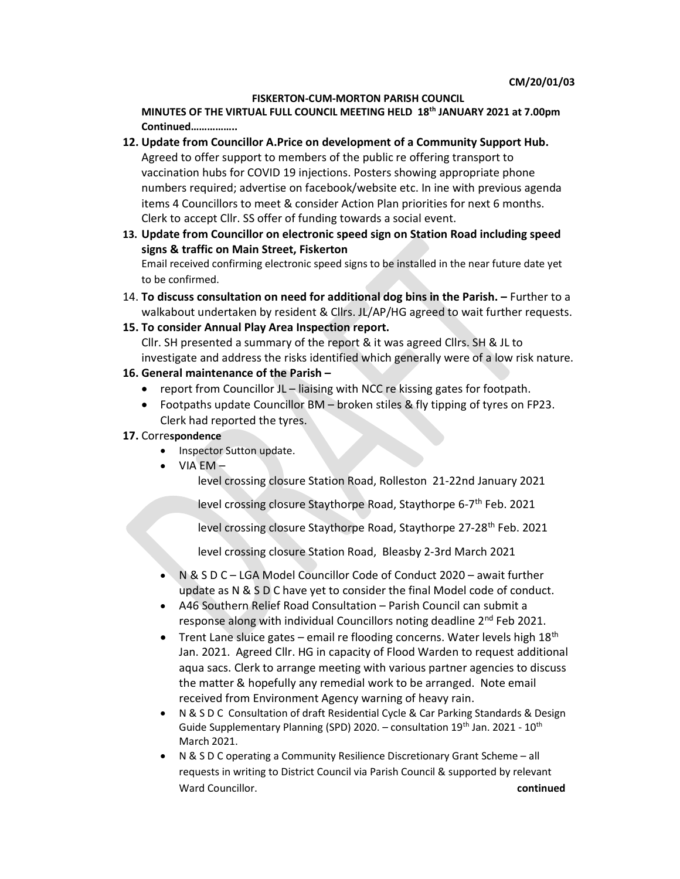CM/20/01/03

**FISKERTON-CUM-MORTON PARISH COUNCIL**

**MINUTES OF THE VIRTUAL FULL COUNCIL MEETING HELD 18th JANUARY 2021 at 7.00pm Continued……………..**

**12. Update from Councillor A.Price on development of a Community Support Hub.**
Agreed to offer support to members of the public re offering transport to vaccination hubs for COVID 19 injections. Posters showing appropriate phone numbers required; advertise on facebook/website etc. In ine with previous agenda items 4 Councillors to meet & consider Action Plan priorities for next 6 months. Clerk to accept Cllr. SS offer of funding towards a social event.

**13. Update from Councillor on electronic speed sign on Station Road including speed signs & traffic on Main Street, Fiskerton**
Email received confirming electronic speed signs to be installed in the near future date yet to be confirmed.

14. **To discuss consultation on need for additional dog bins in the Parish. –** Further to a walkabout undertaken by resident & Cllrs. JL/AP/HG agreed to wait further requests.

**15. To consider Annual Play Area Inspection report.**
Cllr. SH presented a summary of the report & it was agreed Cllrs. SH & JL to investigate and address the risks identified which generally were of a low risk nature.

**16. General maintenance of the Parish –**

- report from Councillor JL – liaising with NCC re kissing gates for footpath.
- Footpaths update Councillor BM – broken stiles & fly tipping of tyres on FP23. Clerk had reported the tyres.

**17.** Corre**spondence**

- Inspector Sutton update.
- VIA EM –

  level crossing closure Station Road, Rolleston 21-22nd January 2021

  level crossing closure Staythorpe Road, Staythorpe 6-7th Feb. 2021

  level crossing closure Staythorpe Road, Staythorpe 27-28th Feb. 2021

  level crossing closure Station Road, Bleasby 2-3rd March 2021

- N & S D C – LGA Model Councillor Code of Conduct 2020 – await further update as N & S D C have yet to consider the final Model code of conduct.
- A46 Southern Relief Road Consultation – Parish Council can submit a response along with individual Councillors noting deadline 2nd Feb 2021.
- Trent Lane sluice gates – email re flooding concerns. Water levels high 18th Jan. 2021. Agreed Cllr. HG in capacity of Flood Warden to request additional aqua sacs. Clerk to arrange meeting with various partner agencies to discuss the matter & hopefully any remedial work to be arranged. Note email received from Environment Agency warning of heavy rain.
- N & S D C Consultation of draft Residential Cycle & Car Parking Standards & Design Guide Supplementary Planning (SPD) 2020. – consultation 19th Jan. 2021 - 10th March 2021.
- N & S D C operating a Community Resilience Discretionary Grant Scheme – all requests in writing to District Council via Parish Council & supported by relevant Ward Councillor.

**continued**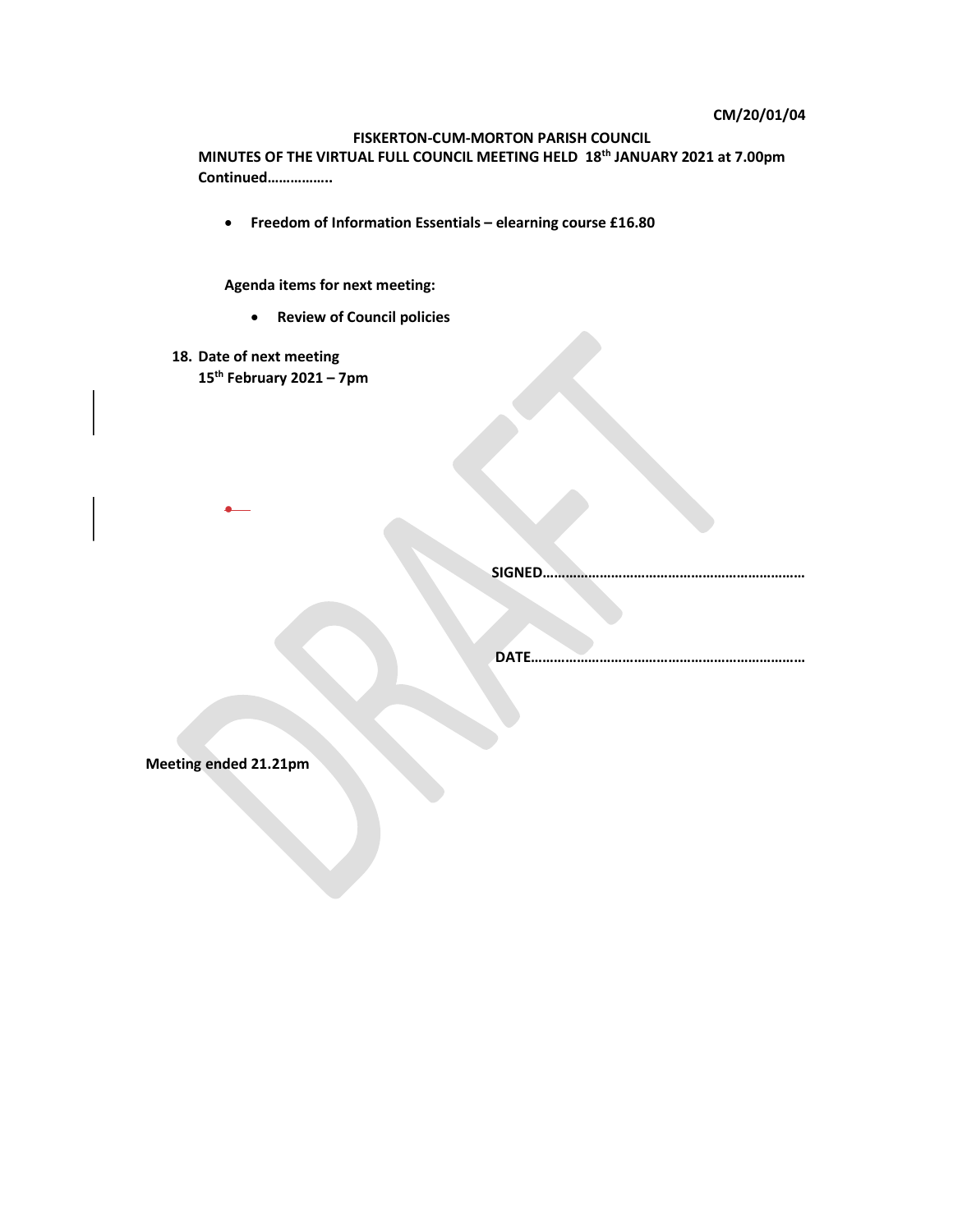**CM/20/01/04**

**FISKERTON-CUM-MORTON PARISH COUNCIL**

**MINUTES OF THE VIRTUAL FULL COUNCIL MEETING HELD 18th JANUARY 2021 at 7.00pm Continued……………..**

- **Freedom of Information Essentials – elearning course £16.80**

**Agenda items for next meeting:**

- **Review of Council policies**

**18. Date of next meeting**
**15th February 2021 – 7pm**

**SIGNED…………………………………………………………**

**DATE……………………………………………………………**

**Meeting ended 21.21pm**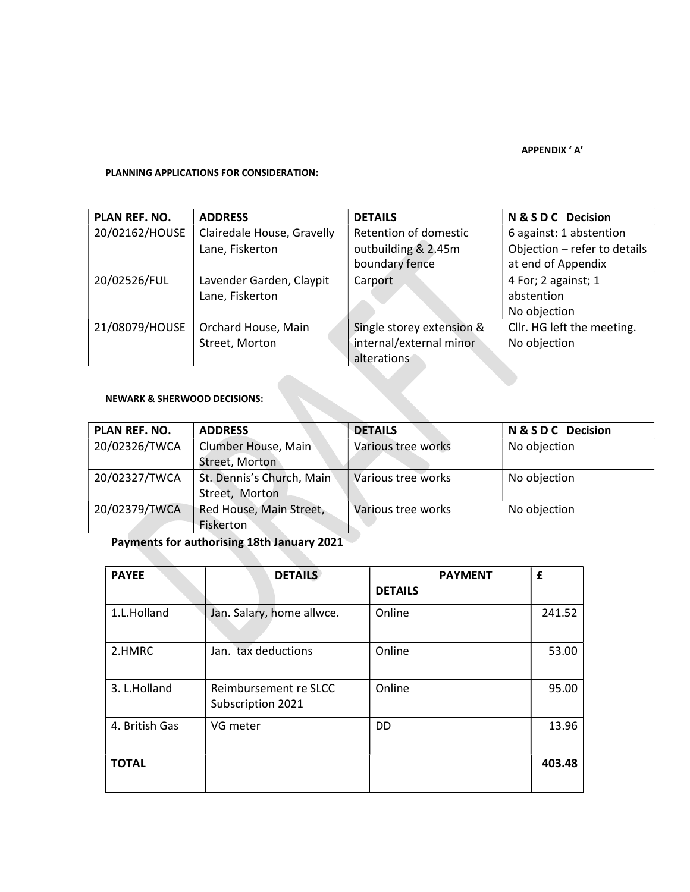APPENDIX ' A'

**PLANNING APPLICATIONS FOR CONSIDERATION:**

| PLAN REF. NO. | ADDRESS | DETAILS | N & S D C Decision |
|---|---|---|---|
| 20/02162/HOUSE | Clairedale House, Gravelly Lane, Fiskerton | Retention of domestic outbuilding & 2.45m boundary fence | 6 against: 1 abstention Objection – refer to details at end of Appendix |
| 20/02526/FUL | Lavender Garden, Claypit Lane, Fiskerton | Carport | 4 For; 2 against; 1 abstention No objection |
| 21/08079/HOUSE | Orchard House, Main Street, Morton | Single storey extension & internal/external minor alterations | Cllr. HG left the meeting. No objection |

**NEWARK & SHERWOOD DECISIONS:**

| PLAN REF. NO. | ADDRESS | DETAILS | N & S D C Decision |
|---|---|---|---|
| 20/02326/TWCA | Clumber House, Main Street, Morton | Various tree works | No objection |
| 20/02327/TWCA | St. Dennis's Church, Main Street, Morton | Various tree works | No objection |
| 20/02379/TWCA | Red House, Main Street, Fiskerton | Various tree works | No objection |

**Payments for authorising 18th January 2021**

| PAYEE | DETAILS | PAYMENT DETAILS | £ |
|---|---|---|---|
| 1.L.Holland | Jan. Salary, home allwce. | Online | 241.52 |
| 2.HMRC | Jan. tax deductions | Online | 53.00 |
| 3. L.Holland | Reimbursement re SLCC Subscription 2021 | Online | 95.00 |
| 4. British Gas | VG meter | DD | 13.96 |
| **TOTAL** | | | **403.48** |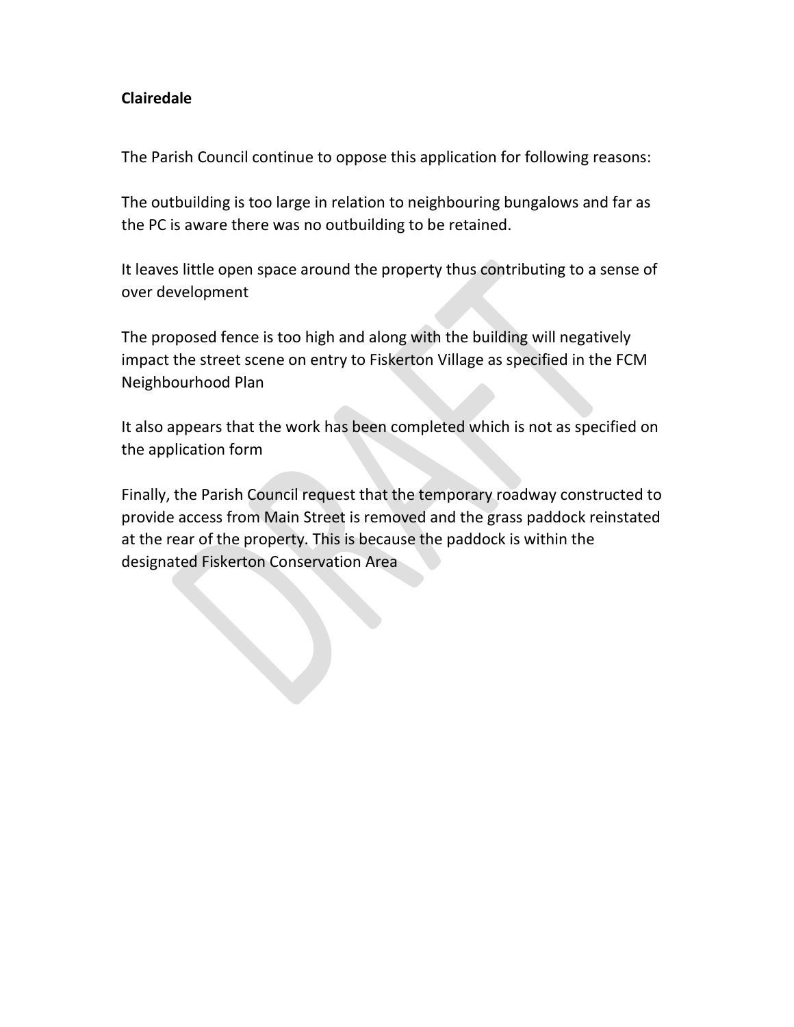**Clairedale**

The Parish Council continue to oppose this application for following reasons:

The outbuilding is too large in relation to neighbouring bungalows and far as the PC is aware there was no outbuilding to be retained.

It leaves little open space around the property thus contributing to a sense of over development

The proposed fence is too high and along with the building will negatively impact the street scene on entry to Fiskerton Village as specified in the FCM Neighbourhood Plan

It also appears that the work has been completed which is not as specified on the application form

Finally, the Parish Council request that the temporary roadway constructed to provide access from Main Street is removed and the grass paddock reinstated at the rear of the property. This is because the paddock is within the designated Fiskerton Conservation Area